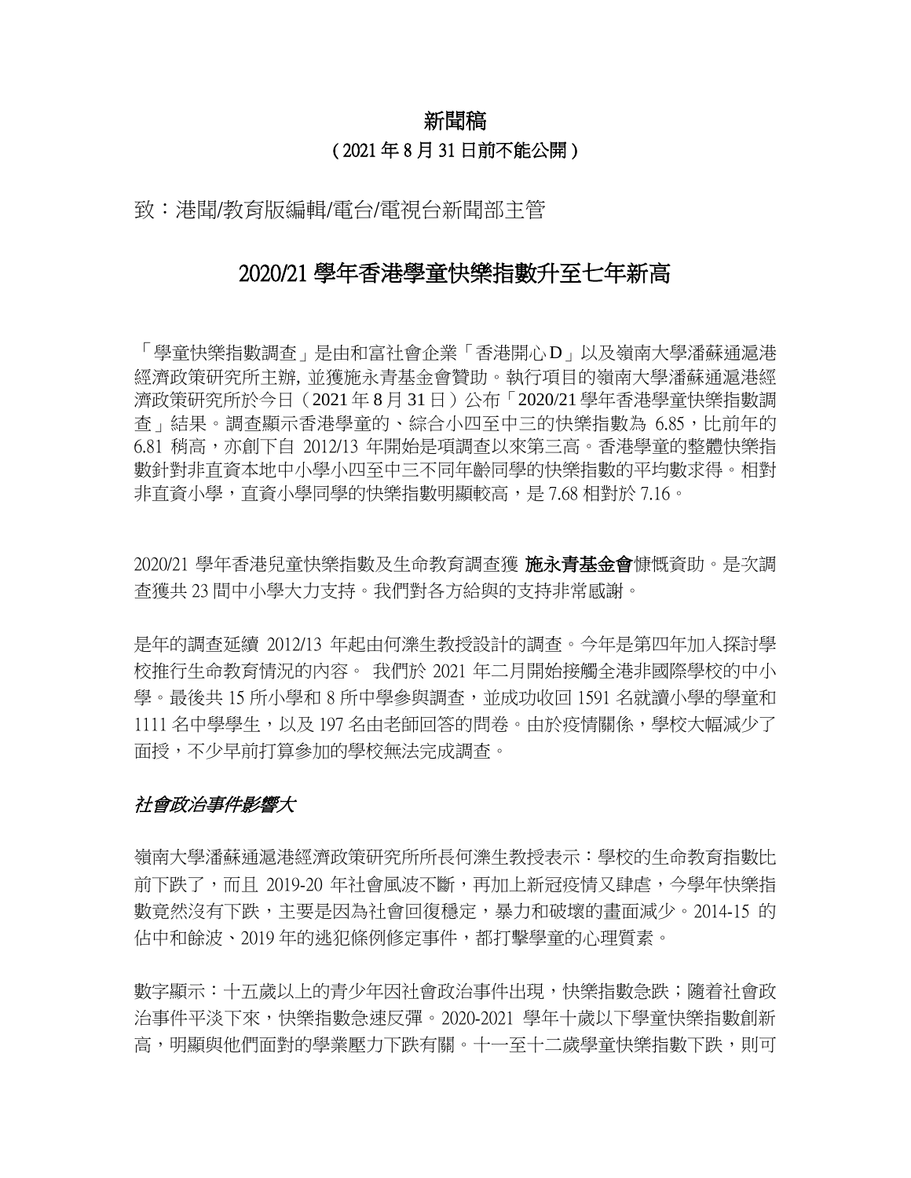**新聞稿**

**( 2021 年 8 月 31 日前不能公開 )**

致：港聞/教育版編輯/電台/電視台新聞部主管

# 2020/21 學年香港學童快樂指數升至七年新高

「學童快樂指數調查」是由和富社會企業「香港開心 D」以及嶺南大學潘蘇通滬港經濟政策研究所主辦, 並獲施永青基金會贊助。執行項目的嶺南大學潘蘇通滬港經濟政策研究所於今日（2021 年 8 月 31 日）公布「2020/21 學年香港學童快樂指數調查」結果。調查顯示香港學童的、綜合小四至中三的快樂指數為 6.85，比前年的 6.81 稍高，亦創下自 2012/13 年開始是項調查以來第三高。香港學童的整體快樂指數針對非直資本地中小學小四至中三不同年齡同學的快樂指數的平均數求得。相對非直資小學，直資小學同學的快樂指數明顯較高，是 7.68 相對於 7.16。

2020/21 學年香港兒童快樂指數及生命教育調查獲 **施永青基金會**慷慨資助。是次調查獲共 23 間中小學大力支持。我們對各方給與的支持非常感謝。

是年的調查延續 2012/13 年起由何濼生教授設計的調查。今年是第四年加入探討學校推行生命教育情況的內容。 我們於 2021 年二月開始接觸全港非國際學校的中小學。最後共 15 所小學和 8 所中學參與調查，並成功收回 1591 名就讀小學的學童和 1111 名中學學生，以及 197 名由老師回答的問卷。由於疫情關係，學校大幅減少了面授，不少早前打算參加的學校無法完成調查。

## *社會政治事件影響大*

嶺南大學潘蘇通滬港經濟政策研究所所長何濼生教授表示：學校的生命教育指數比前下跌了，而且 2019-20 年社會風波不斷，再加上新冠疫情又肆虐，今學年快樂指數竟然沒有下跌，主要是因為社會回復穩定，暴力和破壞的畫面減少。2014-15 的佔中和餘波、2019 年的逃犯條例修定事件，都打擊學童的心理質素。

數字顯示：十五歲以上的青少年因社會政治事件出現，快樂指數急跌；隨着社會政治事件平淡下來，快樂指數急速反彈。2020-2021 學年十歲以下學童快樂指數創新高，明顯與他們面對的學業壓力下跌有關。十一至十二歲學童快樂指數下跌，則可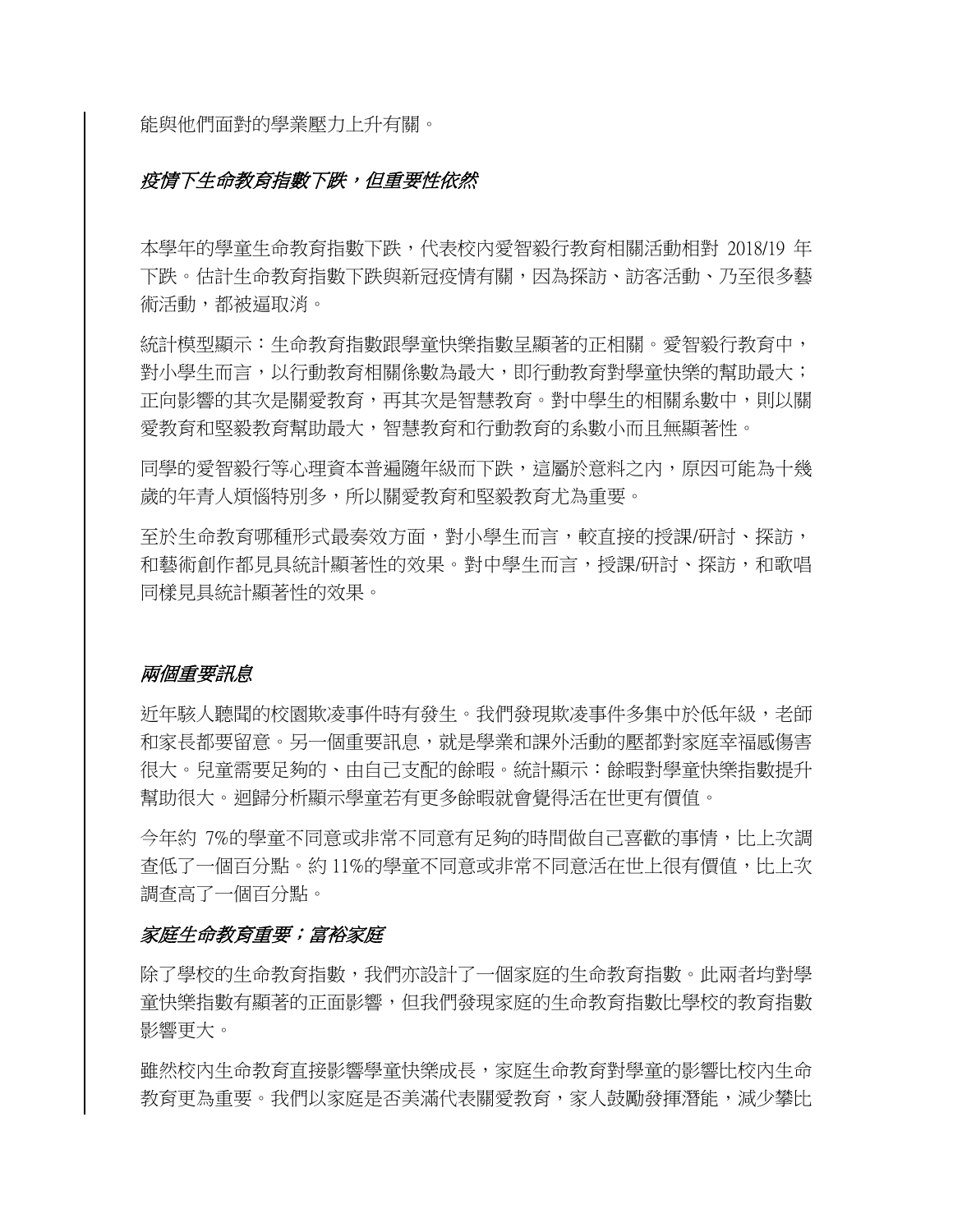能與他們面對的學業壓力上升有關。

### *疫情下生命教育指數下跌，但重要性依然*

本學年的學童生命教育指數下跌，代表校內愛智毅行教育相關活動相對 2018/19 年下跌。估計生命教育指數下跌與新冠疫情有關，因為探訪、訪客活動、乃至很多藝術活動，都被逼取消。

統計模型顯示：生命教育指數跟學童快樂指數呈顯著的正相關。愛智毅行教育中，對小學生而言，以行動教育相關係數為最大，即行動教育對學童快樂的幫助最大；正向影響的其次是關愛教育，再其次是智慧教育。對中學生的相關系數中，則以關愛教育和堅毅教育幫助最大，智慧教育和行動教育的系數小而且無顯著性。

同學的愛智毅行等心理資本普遍隨年級而下跌，這屬於意料之內，原因可能為十幾歲的年青人煩惱特別多，所以關愛教育和堅毅教育尤為重要。

至於生命教育哪種形式最奏效方面，對小學生而言，較直接的授課/研討、探訪，和藝術創作都見具統計顯著性的效果。對中學生而言，授課/研討、探訪，和歌唱同樣見具統計顯著性的效果。

### *兩個重要訊息*

近年駭人聽聞的校園欺凌事件時有發生。我們發現欺凌事件多集中於低年級，老師和家長都要留意。另一個重要訊息，就是學業和課外活動的壓都對家庭幸福感傷害很大。兒童需要足夠的、由自己支配的餘暇。統計顯示：餘暇對學童快樂指數提升幫助很大。迴歸分析顯示學童若有更多餘暇就會覺得活在世更有價值。

今年約 7%的學童不同意或非常不同意有足夠的時間做自己喜歡的事情，比上次調查低了一個百分點。約 11%的學童不同意或非常不同意活在世上很有價值，比上次調查高了一個百分點。

### *家庭生命教育重要；富裕家庭*

除了學校的生命教育指數，我們亦設計了一個家庭的生命教育指數。此兩者均對學童快樂指數有顯著的正面影響，但我們發現家庭的生命教育指數比學校的教育指數影響更大。

雖然校內生命教育直接影響學童快樂成長，家庭生命教育對學童的影響比校內生命教育更為重要。我們以家庭是否美滿代表關愛教育，家人鼓勵發揮潛能，減少攀比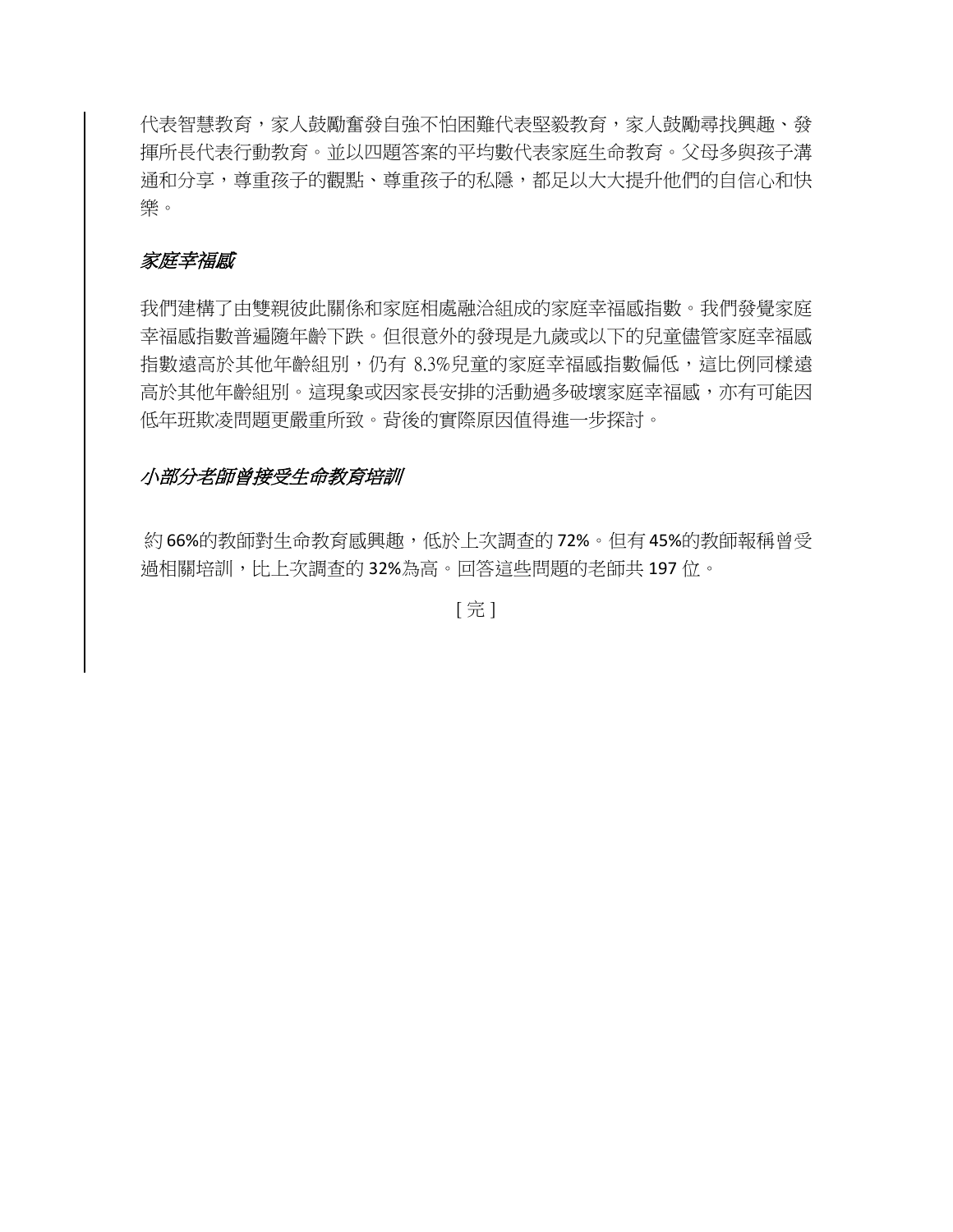代表智慧教育，家人鼓勵奮發自強不怕困難代表堅毅教育，家人鼓勵尋找興趣、發揮所長代表行動教育。並以四題答案的平均數代表家庭生命教育。父母多與孩子溝通和分享，尊重孩子的觀點、尊重孩子的私隱，都足以大大提升他們的自信心和快樂。

*家庭幸福感*

我們建構了由雙親彼此關係和家庭相處融洽組成的家庭幸福感指數。我們發覺家庭幸福感指數普遍隨年齡下跌。但很意外的發現是九歲或以下的兒童儘管家庭幸福感指數遠高於其他年齡組別，仍有 8.3%兒童的家庭幸福感指數偏低，這比例同樣遠高於其他年齡組別。這現象或因家長安排的活動過多破壞家庭幸福感，亦有可能因低年班欺凌問題更嚴重所致。背後的實際原因值得進一步探討。

*小部分老師曾接受生命教育培訓*

約 66%的教師對生命教育感興趣，低於上次調查的 72%。但有 45%的教師報稱曾受過相關培訓，比上次調查的 32%為高。回答這些問題的老師共 197 位。

[ 完 ]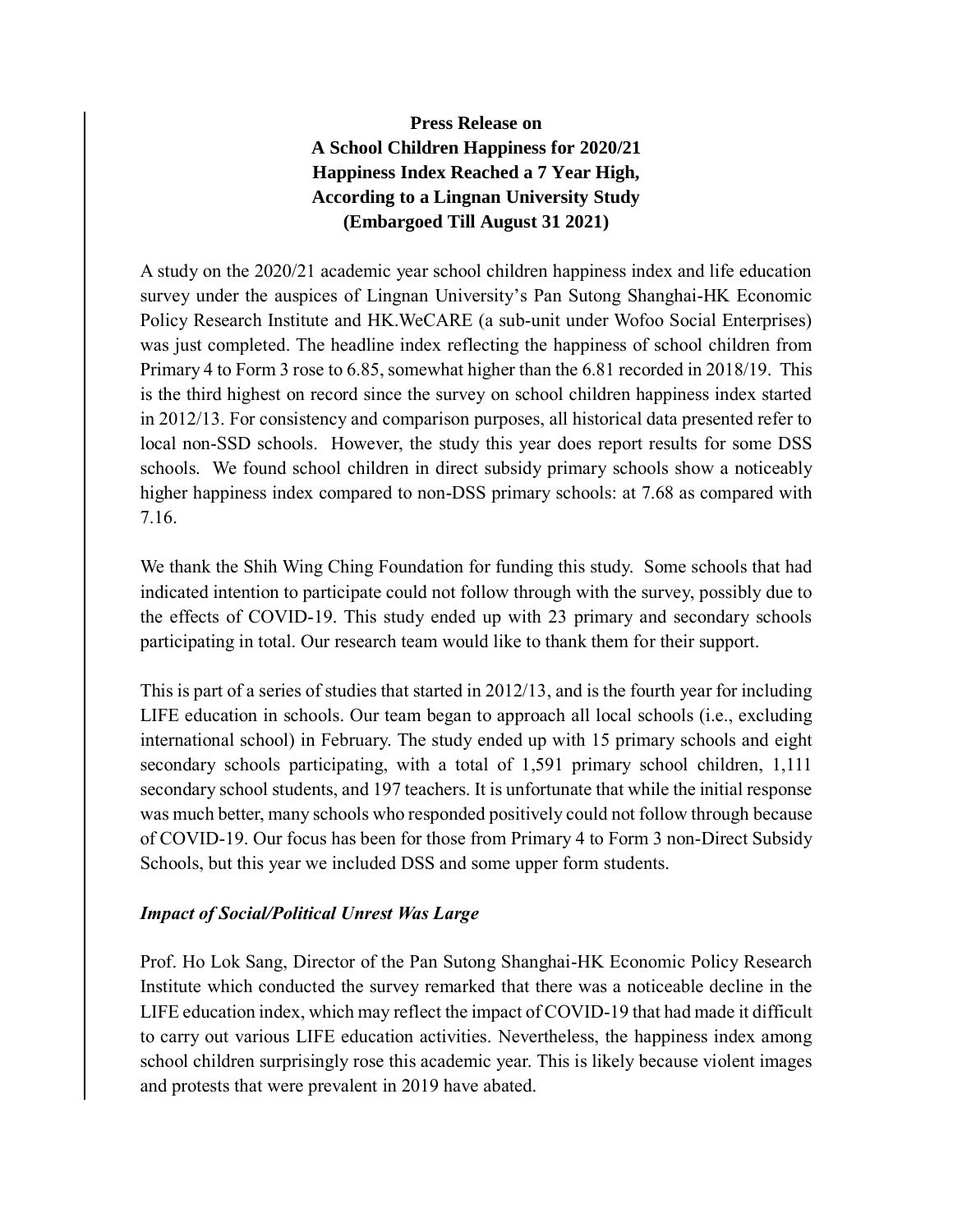**Press Release on**
**A School Children Happiness for 2020/21**
**Happiness Index Reached a 7 Year High,**
**According to a Lingnan University Study**
**(Embargoed Till August 31 2021)**

A study on the 2020/21 academic year school children happiness index and life education survey under the auspices of Lingnan University's Pan Sutong Shanghai-HK Economic Policy Research Institute and HK.WeCARE (a sub-unit under Wofoo Social Enterprises) was just completed. The headline index reflecting the happiness of school children from Primary 4 to Form 3 rose to 6.85, somewhat higher than the 6.81 recorded in 2018/19. This is the third highest on record since the survey on school children happiness index started in 2012/13. For consistency and comparison purposes, all historical data presented refer to local non-SSD schools. However, the study this year does report results for some DSS schools. We found school children in direct subsidy primary schools show a noticeably higher happiness index compared to non-DSS primary schools: at 7.68 as compared with 7.16.

We thank the Shih Wing Ching Foundation for funding this study. Some schools that had indicated intention to participate could not follow through with the survey, possibly due to the effects of COVID-19. This study ended up with 23 primary and secondary schools participating in total. Our research team would like to thank them for their support.

This is part of a series of studies that started in 2012/13, and is the fourth year for including LIFE education in schools. Our team began to approach all local schools (i.e., excluding international school) in February. The study ended up with 15 primary schools and eight secondary schools participating, with a total of 1,591 primary school children, 1,111 secondary school students, and 197 teachers. It is unfortunate that while the initial response was much better, many schools who responded positively could not follow through because of COVID-19. Our focus has been for those from Primary 4 to Form 3 non-Direct Subsidy Schools, but this year we included DSS and some upper form students.

***Impact of Social/Political Unrest Was Large***

Prof. Ho Lok Sang, Director of the Pan Sutong Shanghai-HK Economic Policy Research Institute which conducted the survey remarked that there was a noticeable decline in the LIFE education index, which may reflect the impact of COVID-19 that had made it difficult to carry out various LIFE education activities. Nevertheless, the happiness index among school children surprisingly rose this academic year. This is likely because violent images and protests that were prevalent in 2019 have abated.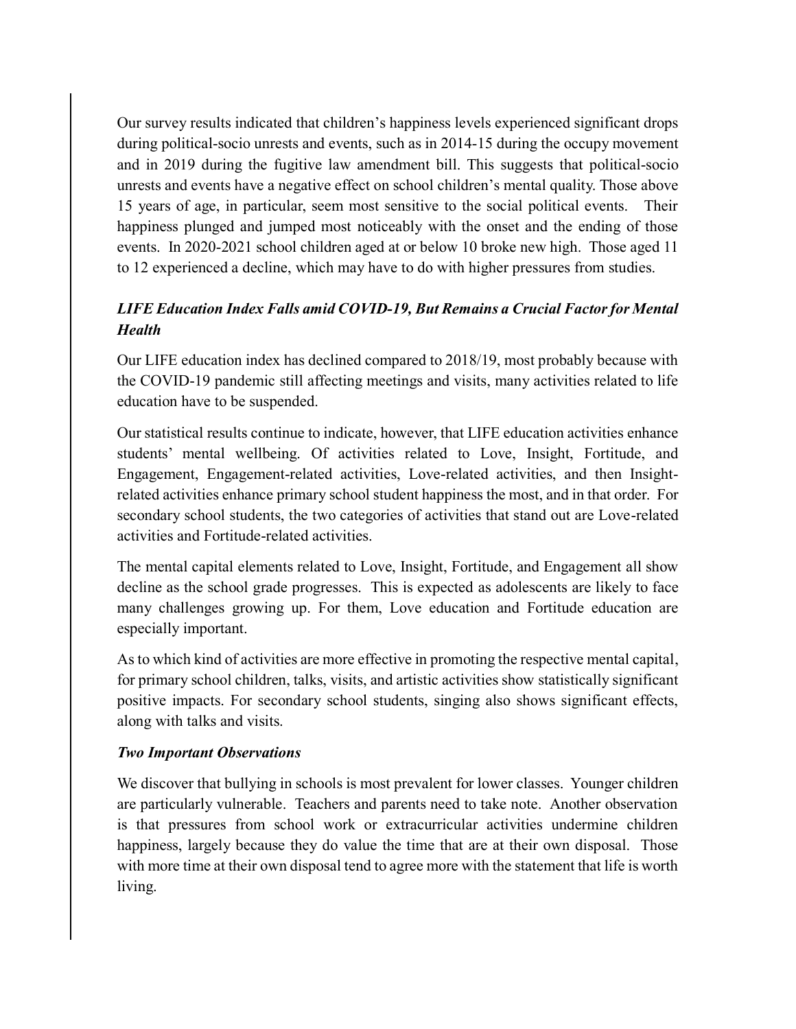Our survey results indicated that children's happiness levels experienced significant drops during political-socio unrests and events, such as in 2014-15 during the occupy movement and in 2019 during the fugitive law amendment bill. This suggests that political-socio unrests and events have a negative effect on school children's mental quality. Those above 15 years of age, in particular, seem most sensitive to the social political events. Their happiness plunged and jumped most noticeably with the onset and the ending of those events. In 2020-2021 school children aged at or below 10 broke new high. Those aged 11 to 12 experienced a decline, which may have to do with higher pressures from studies.

### *LIFE Education Index Falls amid COVID-19, But Remains a Crucial Factor for Mental Health*

Our LIFE education index has declined compared to 2018/19, most probably because with the COVID-19 pandemic still affecting meetings and visits, many activities related to life education have to be suspended.

Our statistical results continue to indicate, however, that LIFE education activities enhance students' mental wellbeing. Of activities related to Love, Insight, Fortitude, and Engagement, Engagement-related activities, Love-related activities, and then Insight-related activities enhance primary school student happiness the most, and in that order. For secondary school students, the two categories of activities that stand out are Love-related activities and Fortitude-related activities.

The mental capital elements related to Love, Insight, Fortitude, and Engagement all show decline as the school grade progresses. This is expected as adolescents are likely to face many challenges growing up. For them, Love education and Fortitude education are especially important.

As to which kind of activities are more effective in promoting the respective mental capital, for primary school children, talks, visits, and artistic activities show statistically significant positive impacts. For secondary school students, singing also shows significant effects, along with talks and visits.

### *Two Important Observations*

We discover that bullying in schools is most prevalent for lower classes. Younger children are particularly vulnerable. Teachers and parents need to take note. Another observation is that pressures from school work or extracurricular activities undermine children happiness, largely because they do value the time that are at their own disposal. Those with more time at their own disposal tend to agree more with the statement that life is worth living.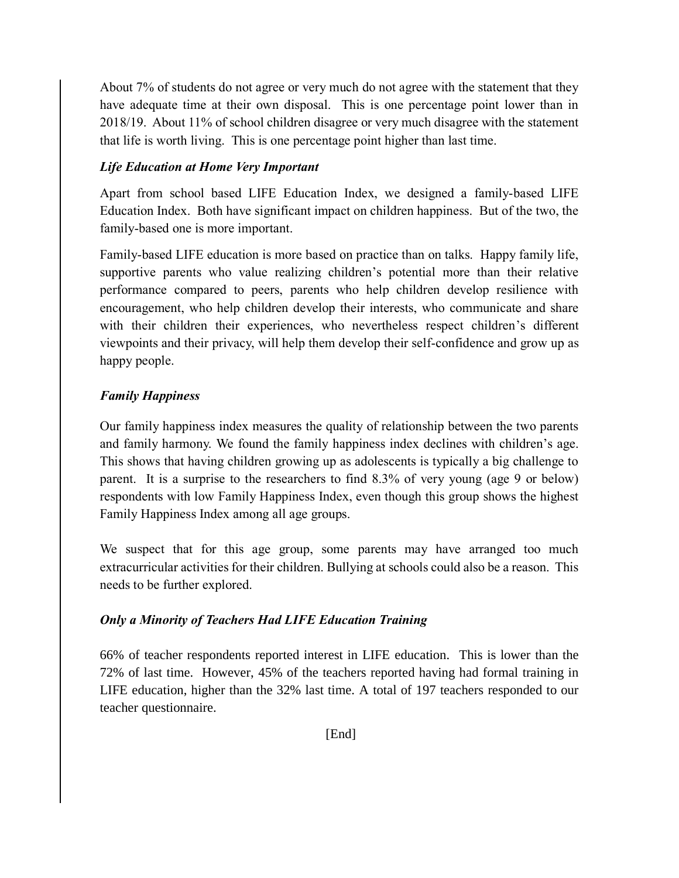About 7% of students do not agree or very much do not agree with the statement that they have adequate time at their own disposal. This is one percentage point lower than in 2018/19. About 11% of school children disagree or very much disagree with the statement that life is worth living. This is one percentage point higher than last time.

### *Life Education at Home Very Important*

Apart from school based LIFE Education Index, we designed a family-based LIFE Education Index. Both have significant impact on children happiness. But of the two, the family-based one is more important.

Family-based LIFE education is more based on practice than on talks. Happy family life, supportive parents who value realizing children's potential more than their relative performance compared to peers, parents who help children develop resilience with encouragement, who help children develop their interests, who communicate and share with their children their experiences, who nevertheless respect children's different viewpoints and their privacy, will help them develop their self-confidence and grow up as happy people.

### *Family Happiness*

Our family happiness index measures the quality of relationship between the two parents and family harmony. We found the family happiness index declines with children's age. This shows that having children growing up as adolescents is typically a big challenge to parent. It is a surprise to the researchers to find 8.3% of very young (age 9 or below) respondents with low Family Happiness Index, even though this group shows the highest Family Happiness Index among all age groups.

We suspect that for this age group, some parents may have arranged too much extracurricular activities for their children. Bullying at schools could also be a reason. This needs to be further explored.

### *Only a Minority of Teachers Had LIFE Education Training*

66% of teacher respondents reported interest in LIFE education. This is lower than the 72% of last time. However, 45% of the teachers reported having had formal training in LIFE education, higher than the 32% last time. A total of 197 teachers responded to our teacher questionnaire.

[End]